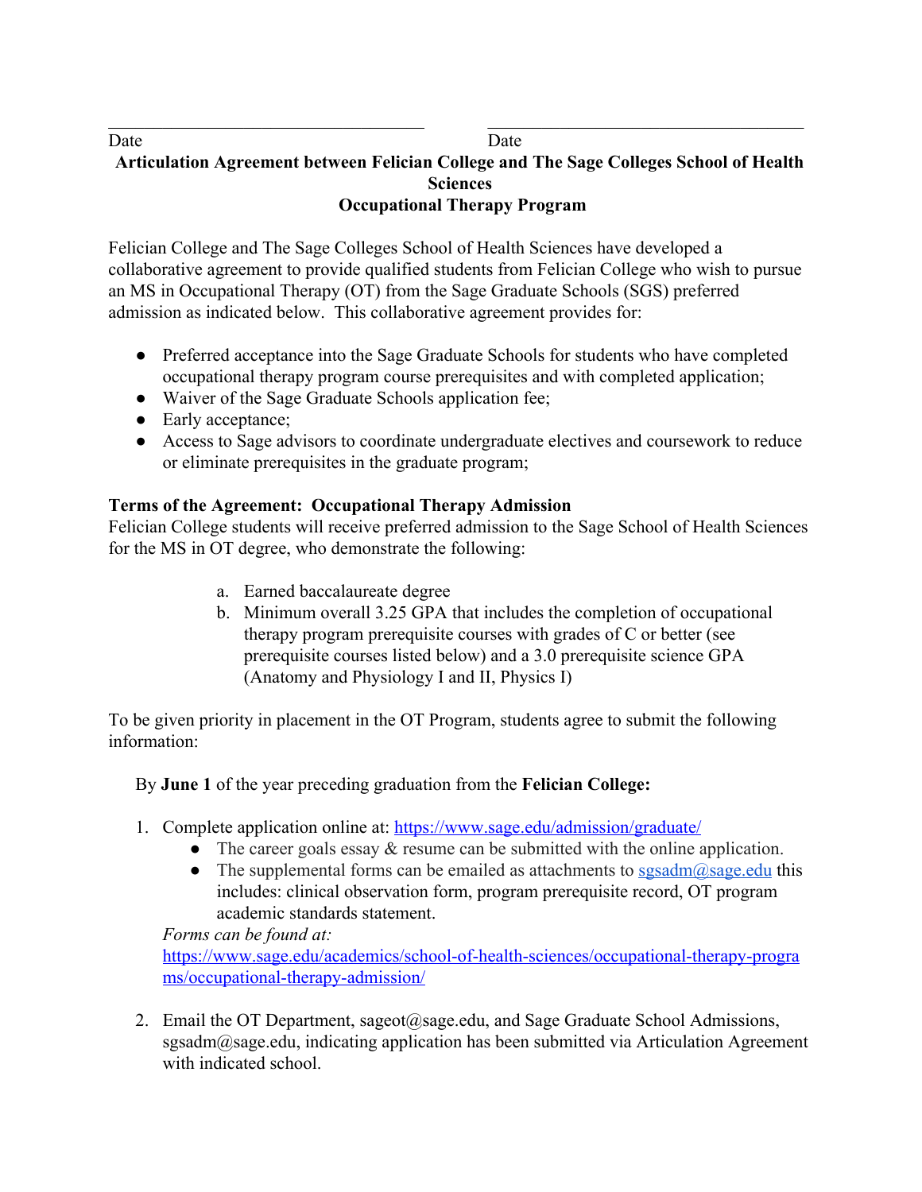\_\_\_\_\_\_\_\_\_\_\_\_\_\_\_\_\_\_\_\_\_\_\_\_\_\_\_\_\_\_\_\_\_\_\_\_ \_\_\_\_\_\_\_\_\_\_\_\_\_\_\_\_\_\_\_\_\_\_\_\_\_\_\_\_\_\_\_\_\_\_\_\_

Date Date

**Articulation Agreement between Felician College and The Sage Colleges School of Health Sciences**

**Occupational Therapy Program**

Felician College and The Sage Colleges School of Health Sciences have developed a collaborative agreement to provide qualified students from Felician College who wish to pursue an MS in Occupational Therapy (OT) from the Sage Graduate Schools (SGS) preferred admission as indicated below. This collaborative agreement provides for:

- Preferred acceptance into the Sage Graduate Schools for students who have completed occupational therapy program course prerequisites and with completed application;
- Waiver of the Sage Graduate Schools application fee;
- Early acceptance;
- Access to Sage advisors to coordinate undergraduate electives and coursework to reduce or eliminate prerequisites in the graduate program;

**Terms of the Agreement: Occupational Therapy Admission**

Felician College students will receive preferred admission to the Sage School of Health Sciences for the MS in OT degree, who demonstrate the following:

a. Earned baccalaureate degree
b. Minimum overall 3.25 GPA that includes the completion of occupational therapy program prerequisite courses with grades of C or better (see prerequisite courses listed below) and a 3.0 prerequisite science GPA (Anatomy and Physiology I and II, Physics I)

To be given priority in placement in the OT Program, students agree to submit the following information:

By **June 1** of the year preceding graduation from the **Felician College:**

1. Complete application online at: https://www.sage.edu/admission/graduate/
   - The career goals essay & resume can be submitted with the online application.
   - The supplemental forms can be emailed as attachments to sgsadm@sage.edu this includes: clinical observation form, program prerequisite record, OT program academic standards statement.

   *Forms can be found at:* https://www.sage.edu/academics/school-of-health-sciences/occupational-therapy-programs/occupational-therapy-admission/

2. Email the OT Department, sageot@sage.edu, and Sage Graduate School Admissions, sgsadm@sage.edu, indicating application has been submitted via Articulation Agreement with indicated school.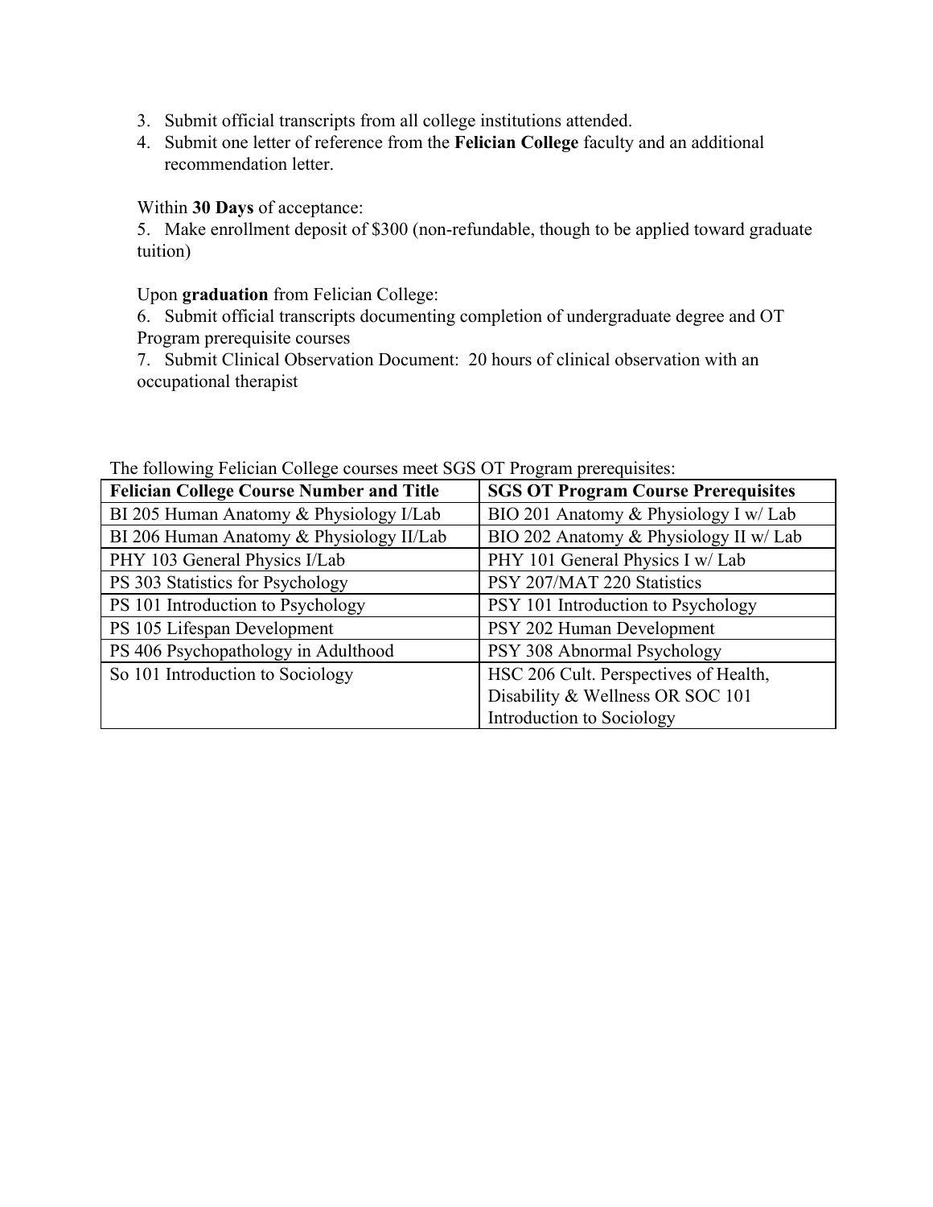3. Submit official transcripts from all college institutions attended.
4. Submit one letter of reference from the **Felician College** faculty and an additional recommendation letter.

Within **30 Days** of acceptance:

5. Make enrollment deposit of $300 (non-refundable, though to be applied toward graduate tuition)

Upon **graduation** from Felician College:

6. Submit official transcripts documenting completion of undergraduate degree and OT Program prerequisite courses
7. Submit Clinical Observation Document: 20 hours of clinical observation with an occupational therapist

The following Felician College courses meet SGS OT Program prerequisites:

| Felician College Course Number and Title | SGS OT Program Course Prerequisites |
|---|---|
| BI 205 Human Anatomy & Physiology I/Lab | BIO 201 Anatomy & Physiology I w/ Lab |
| BI 206 Human Anatomy & Physiology II/Lab | BIO 202 Anatomy & Physiology II w/ Lab |
| PHY 103 General Physics I/Lab | PHY 101 General Physics I w/ Lab |
| PS 303 Statistics for Psychology | PSY 207/MAT 220 Statistics |
| PS 101 Introduction to Psychology | PSY 101 Introduction to Psychology |
| PS 105 Lifespan Development | PSY 202 Human Development |
| PS 406 Psychopathology in Adulthood | PSY 308 Abnormal Psychology |
| So 101 Introduction to Sociology | HSC 206 Cult. Perspectives of Health, Disability & Wellness OR SOC 101 Introduction to Sociology |